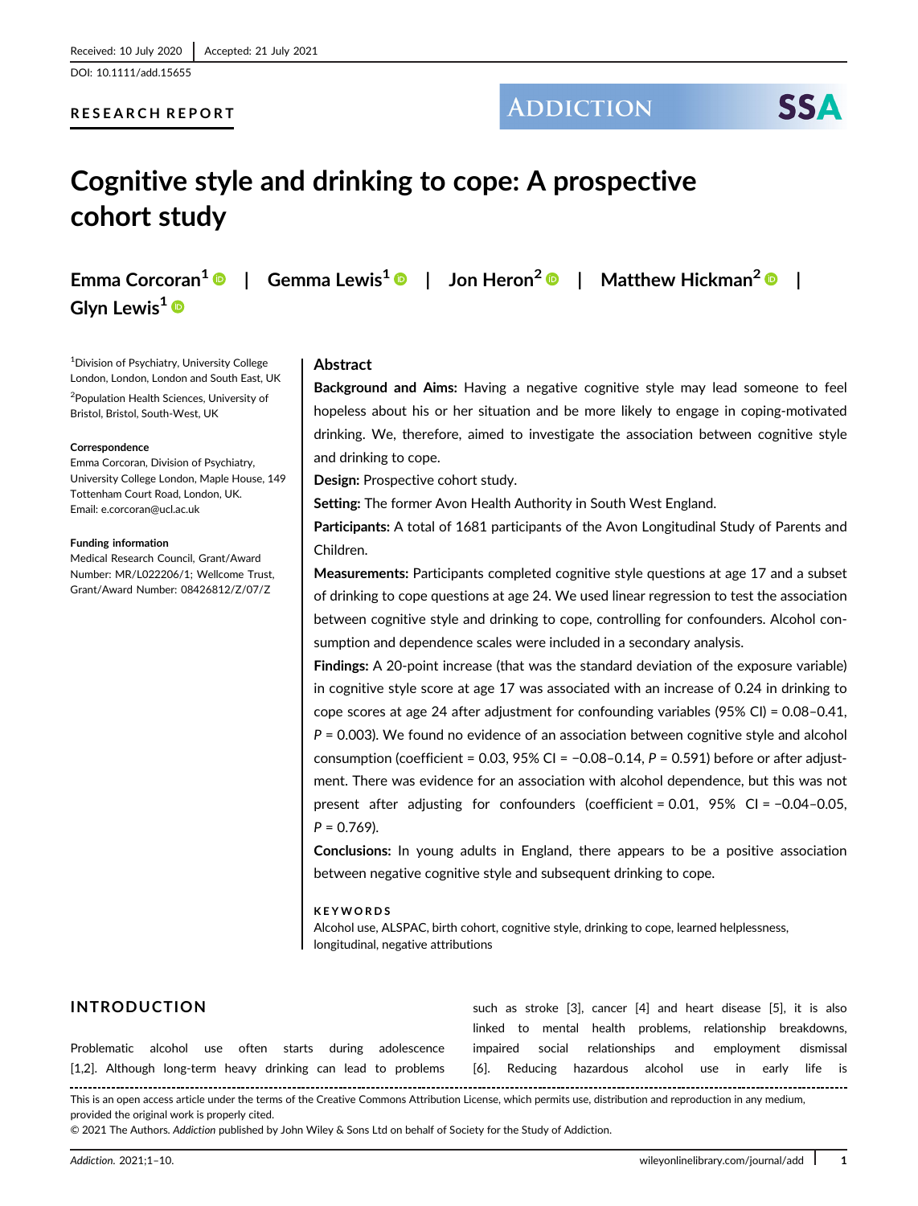Received: 10 July 2020 | Accepted: 21 July 2021

DOI: 10.1111/add.15655

RESEARCH REPORT

# Cognitive style and drinking to cope: A prospective cohort study

Emma Corcoran[1] | Gemma Lewis[1] | Jon Heron[2] | Matthew Hickman[2] | Glyn Lewis[1]

[1]Division of Psychiatry, University College London, London, London and South East, UK

[2]Population Health Sciences, University of Bristol, Bristol, South-West, UK

**Correspondence**
Emma Corcoran, Division of Psychiatry, University College London, Maple House, 149 Tottenham Court Road, London, UK.
Email: e.corcoran@ucl.ac.uk

**Funding information**
Medical Research Council, Grant/Award Number: MR/L022206/1; Wellcome Trust, Grant/Award Number: 08426812/Z/07/Z

## Abstract

**Background and Aims:** Having a negative cognitive style may lead someone to feel hopeless about his or her situation and be more likely to engage in coping-motivated drinking. We, therefore, aimed to investigate the association between cognitive style and drinking to cope.

**Design:** Prospective cohort study.

**Setting:** The former Avon Health Authority in South West England.

**Participants:** A total of 1681 participants of the Avon Longitudinal Study of Parents and Children.

**Measurements:** Participants completed cognitive style questions at age 17 and a subset of drinking to cope questions at age 24. We used linear regression to test the association between cognitive style and drinking to cope, controlling for confounders. Alcohol consumption and dependence scales were included in a secondary analysis.

**Findings:** A 20-point increase (that was the standard deviation of the exposure variable) in cognitive style score at age 17 was associated with an increase of 0.24 in drinking to cope scores at age 24 after adjustment for confounding variables (95% CI) = 0.08–0.41, $P$ = 0.003). We found no evidence of an association between cognitive style and alcohol consumption (coefficient = 0.03, 95% CI = −0.08–0.14, $P$ = 0.591) before or after adjustment. There was evidence for an association with alcohol dependence, but this was not present after adjusting for confounders (coefficient = 0.01, 95% CI = −0.04–0.05, $P$ = 0.769).

**Conclusions:** In young adults in England, there appears to be a positive association between negative cognitive style and subsequent drinking to cope.

**KEYWORDS**

Alcohol use, ALSPAC, birth cohort, cognitive style, drinking to cope, learned helplessness, longitudinal, negative attributions

## INTRODUCTION

Problematic alcohol use often starts during adolescence [1,2]. Although long-term heavy drinking can lead to problems such as stroke [3], cancer [4] and heart disease [5], it is also linked to mental health problems, relationship breakdowns, impaired social relationships and employment dismissal [6]. Reducing hazardous alcohol use in early life is

---

This is an open access article under the terms of the Creative Commons Attribution License, which permits use, distribution and reproduction in any medium, provided the original work is properly cited.

© 2021 The Authors. *Addiction* published by John Wiley & Sons Ltd on behalf of Society for the Study of Addiction.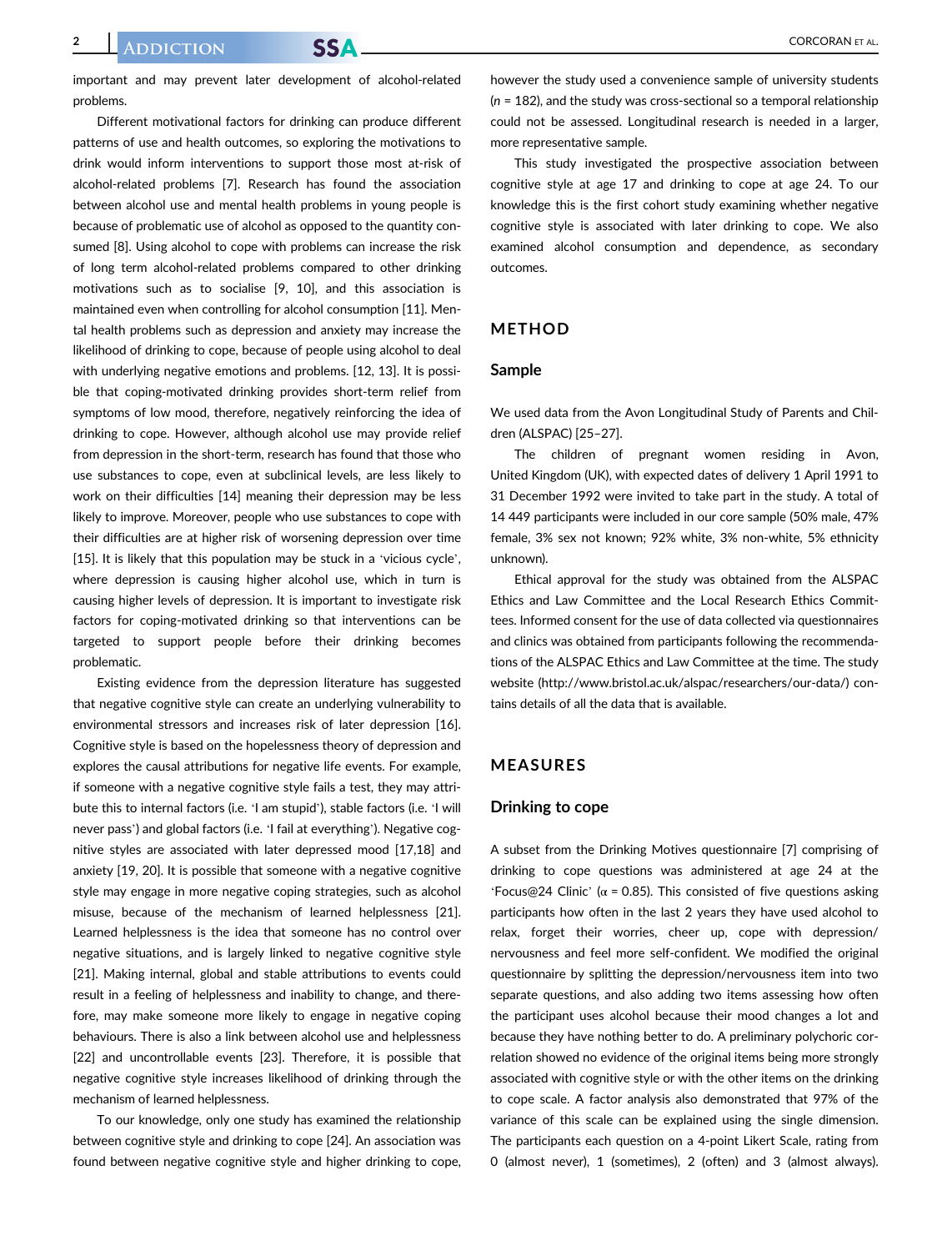important and may prevent later development of alcohol-related problems.

Different motivational factors for drinking can produce different patterns of use and health outcomes, so exploring the motivations to drink would inform interventions to support those most at-risk of alcohol-related problems [7]. Research has found the association between alcohol use and mental health problems in young people is because of problematic use of alcohol as opposed to the quantity consumed [8]. Using alcohol to cope with problems can increase the risk of long term alcohol-related problems compared to other drinking motivations such as to socialise [9, 10], and this association is maintained even when controlling for alcohol consumption [11]. Mental health problems such as depression and anxiety may increase the likelihood of drinking to cope, because of people using alcohol to deal with underlying negative emotions and problems. [12, 13]. It is possible that coping-motivated drinking provides short-term relief from symptoms of low mood, therefore, negatively reinforcing the idea of drinking to cope. However, although alcohol use may provide relief from depression in the short-term, research has found that those who use substances to cope, even at subclinical levels, are less likely to work on their difficulties [14] meaning their depression may be less likely to improve. Moreover, people who use substances to cope with their difficulties are at higher risk of worsening depression over time [15]. It is likely that this population may be stuck in a 'vicious cycle', where depression is causing higher alcohol use, which in turn is causing higher levels of depression. It is important to investigate risk factors for coping-motivated drinking so that interventions can be targeted to support people before their drinking becomes problematic.

Existing evidence from the depression literature has suggested that negative cognitive style can create an underlying vulnerability to environmental stressors and increases risk of later depression [16]. Cognitive style is based on the hopelessness theory of depression and explores the causal attributions for negative life events. For example, if someone with a negative cognitive style fails a test, they may attribute this to internal factors (i.e. 'I am stupid'), stable factors (i.e. 'I will never pass') and global factors (i.e. 'I fail at everything'). Negative cognitive styles are associated with later depressed mood [17,18] and anxiety [19, 20]. It is possible that someone with a negative cognitive style may engage in more negative coping strategies, such as alcohol misuse, because of the mechanism of learned helplessness [21]. Learned helplessness is the idea that someone has no control over negative situations, and is largely linked to negative cognitive style [21]. Making internal, global and stable attributions to events could result in a feeling of helplessness and inability to change, and therefore, may make someone more likely to engage in negative coping behaviours. There is also a link between alcohol use and helplessness [22] and uncontrollable events [23]. Therefore, it is possible that negative cognitive style increases likelihood of drinking through the mechanism of learned helplessness.

To our knowledge, only one study has examined the relationship between cognitive style and drinking to cope [24]. An association was found between negative cognitive style and higher drinking to cope, however the study used a convenience sample of university students ($n$ = 182), and the study was cross-sectional so a temporal relationship could not be assessed. Longitudinal research is needed in a larger, more representative sample.

This study investigated the prospective association between cognitive style at age 17 and drinking to cope at age 24. To our knowledge this is the first cohort study examining whether negative cognitive style is associated with later drinking to cope. We also examined alcohol consumption and dependence, as secondary outcomes.

## METHOD

### Sample

We used data from the Avon Longitudinal Study of Parents and Children (ALSPAC) [25–27].

The children of pregnant women residing in Avon, United Kingdom (UK), with expected dates of delivery 1 April 1991 to 31 December 1992 were invited to take part in the study. A total of 14 449 participants were included in our core sample (50% male, 47% female, 3% sex not known; 92% white, 3% non-white, 5% ethnicity unknown).

Ethical approval for the study was obtained from the ALSPAC Ethics and Law Committee and the Local Research Ethics Committees. Informed consent for the use of data collected via questionnaires and clinics was obtained from participants following the recommendations of the ALSPAC Ethics and Law Committee at the time. The study website (http://www.bristol.ac.uk/alspac/researchers/our-data/) contains details of all the data that is available.

## MEASURES

### Drinking to cope

A subset from the Drinking Motives questionnaire [7] comprising of drinking to cope questions was administered at age 24 at the 'Focus@24 Clinic' ($\alpha$ = 0.85). This consisted of five questions asking participants how often in the last 2 years they have used alcohol to relax, forget their worries, cheer up, cope with depression/nervousness and feel more self-confident. We modified the original questionnaire by splitting the depression/nervousness item into two separate questions, and also adding two items assessing how often the participant uses alcohol because their mood changes a lot and because they have nothing better to do. A preliminary polychoric correlation showed no evidence of the original items being more strongly associated with cognitive style or with the other items on the drinking to cope scale. A factor analysis also demonstrated that 97% of the variance of this scale can be explained using the single dimension. The participants each question on a 4-point Likert Scale, rating from 0 (almost never), 1 (sometimes), 2 (often) and 3 (almost always).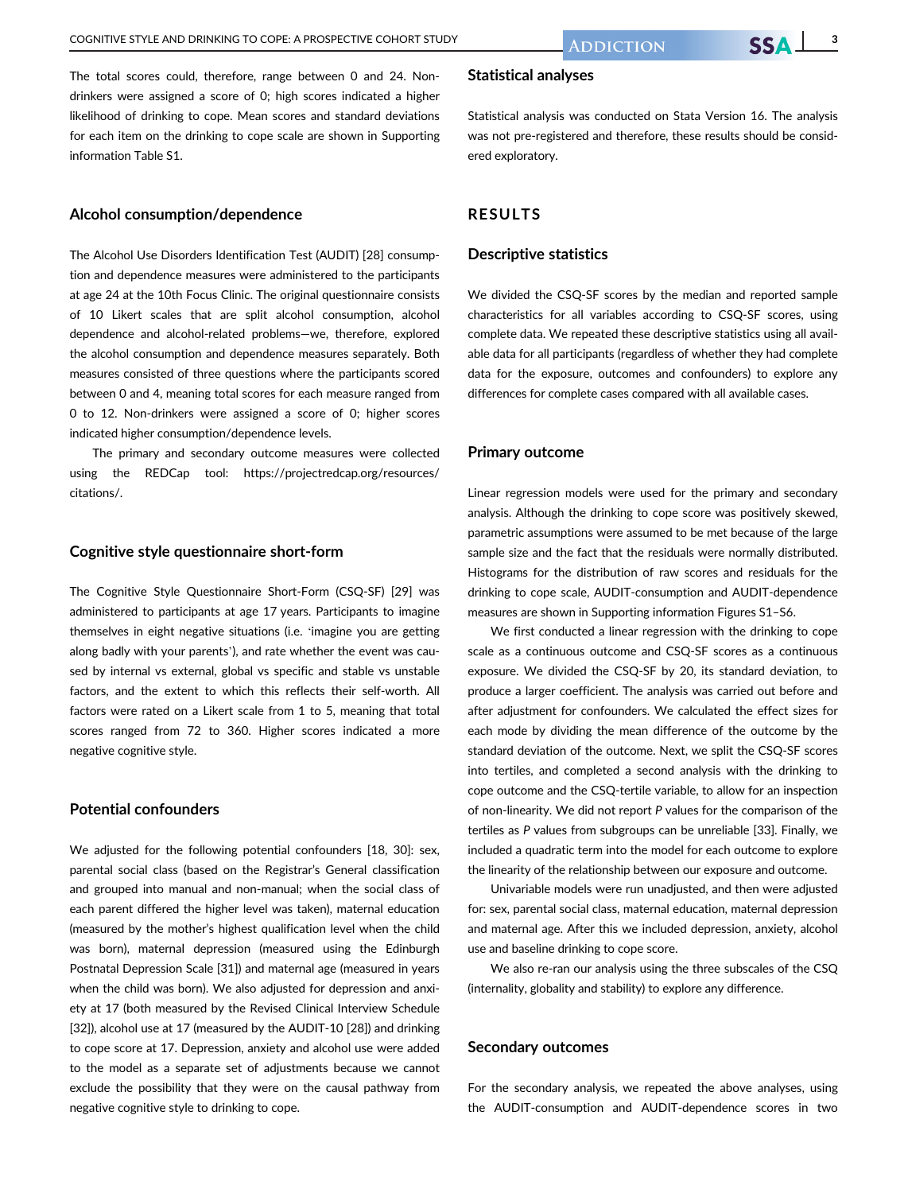The total scores could, therefore, range between 0 and 24. Non-drinkers were assigned a score of 0; high scores indicated a higher likelihood of drinking to cope. Mean scores and standard deviations for each item on the drinking to cope scale are shown in Supporting information Table S1.

### Alcohol consumption/dependence

The Alcohol Use Disorders Identification Test (AUDIT) [28] consumption and dependence measures were administered to the participants at age 24 at the 10th Focus Clinic. The original questionnaire consists of 10 Likert scales that are split alcohol consumption, alcohol dependence and alcohol-related problems—we, therefore, explored the alcohol consumption and dependence measures separately. Both measures consisted of three questions where the participants scored between 0 and 4, meaning total scores for each measure ranged from 0 to 12. Non-drinkers were assigned a score of 0; higher scores indicated higher consumption/dependence levels.

The primary and secondary outcome measures were collected using the REDCap tool: https://projectredcap.org/resources/citations/.

### Cognitive style questionnaire short-form

The Cognitive Style Questionnaire Short-Form (CSQ-SF) [29] was administered to participants at age 17 years. Participants to imagine themselves in eight negative situations (i.e. 'imagine you are getting along badly with your parents'), and rate whether the event was caused by internal vs external, global vs specific and stable vs unstable factors, and the extent to which this reflects their self-worth. All factors were rated on a Likert scale from 1 to 5, meaning that total scores ranged from 72 to 360. Higher scores indicated a more negative cognitive style.

### Potential confounders

We adjusted for the following potential confounders [18, 30]: sex, parental social class (based on the Registrar's General classification and grouped into manual and non-manual; when the social class of each parent differed the higher level was taken), maternal education (measured by the mother's highest qualification level when the child was born), maternal depression (measured using the Edinburgh Postnatal Depression Scale [31]) and maternal age (measured in years when the child was born). We also adjusted for depression and anxiety at 17 (both measured by the Revised Clinical Interview Schedule [32]), alcohol use at 17 (measured by the AUDIT-10 [28]) and drinking to cope score at 17. Depression, anxiety and alcohol use were added to the model as a separate set of adjustments because we cannot exclude the possibility that they were on the causal pathway from negative cognitive style to drinking to cope.

### Statistical analyses

Statistical analysis was conducted on Stata Version 16. The analysis was not pre-registered and therefore, these results should be considered exploratory.

## RESULTS

### Descriptive statistics

We divided the CSQ-SF scores by the median and reported sample characteristics for all variables according to CSQ-SF scores, using complete data. We repeated these descriptive statistics using all available data for all participants (regardless of whether they had complete data for the exposure, outcomes and confounders) to explore any differences for complete cases compared with all available cases.

### Primary outcome

Linear regression models were used for the primary and secondary analysis. Although the drinking to cope score was positively skewed, parametric assumptions were assumed to be met because of the large sample size and the fact that the residuals were normally distributed. Histograms for the distribution of raw scores and residuals for the drinking to cope scale, AUDIT-consumption and AUDIT-dependence measures are shown in Supporting information Figures S1–S6.

We first conducted a linear regression with the drinking to cope scale as a continuous outcome and CSQ-SF scores as a continuous exposure. We divided the CSQ-SF by 20, its standard deviation, to produce a larger coefficient. The analysis was carried out before and after adjustment for confounders. We calculated the effect sizes for each mode by dividing the mean difference of the outcome by the standard deviation of the outcome. Next, we split the CSQ-SF scores into tertiles, and completed a second analysis with the drinking to cope outcome and the CSQ-tertile variable, to allow for an inspection of non-linearity. We did not report *P* values for the comparison of the tertiles as *P* values from subgroups can be unreliable [33]. Finally, we included a quadratic term into the model for each outcome to explore the linearity of the relationship between our exposure and outcome.

Univariable models were run unadjusted, and then were adjusted for: sex, parental social class, maternal education, maternal depression and maternal age. After this we included depression, anxiety, alcohol use and baseline drinking to cope score.

We also re-ran our analysis using the three subscales of the CSQ (internality, globality and stability) to explore any difference.

### Secondary outcomes

For the secondary analysis, we repeated the above analyses, using the AUDIT-consumption and AUDIT-dependence scores in two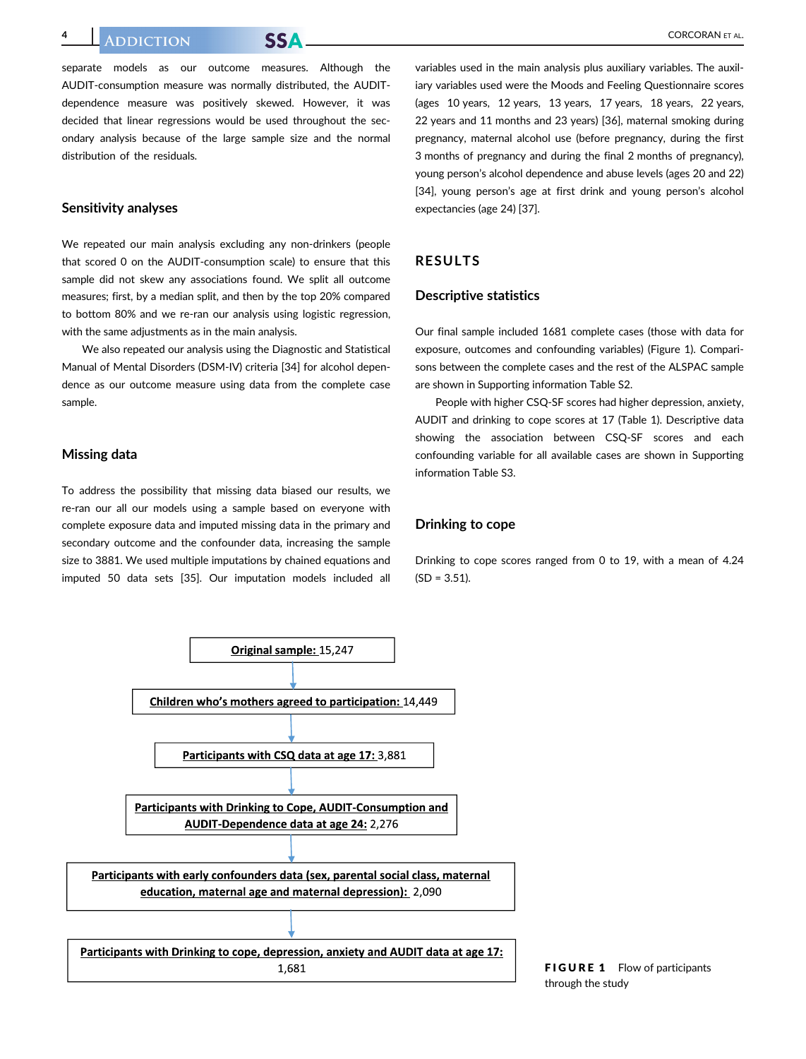separate models as our outcome measures. Although the AUDIT-consumption measure was normally distributed, the AUDIT-dependence measure was positively skewed. However, it was decided that linear regressions would be used throughout the secondary analysis because of the large sample size and the normal distribution of the residuals.

### Sensitivity analyses

We repeated our main analysis excluding any non-drinkers (people that scored 0 on the AUDIT-consumption scale) to ensure that this sample did not skew any associations found. We split all outcome measures; first, by a median split, and then by the top 20% compared to bottom 80% and we re-ran our analysis using logistic regression, with the same adjustments as in the main analysis.

We also repeated our analysis using the Diagnostic and Statistical Manual of Mental Disorders (DSM-IV) criteria [34] for alcohol dependence as our outcome measure using data from the complete case sample.

### Missing data

To address the possibility that missing data biased our results, we re-ran our all our models using a sample based on everyone with complete exposure data and imputed missing data in the primary and secondary outcome and the confounder data, increasing the sample size to 3881. We used multiple imputations by chained equations and imputed 50 data sets [35]. Our imputation models included all variables used in the main analysis plus auxiliary variables. The auxiliary variables used were the Moods and Feeling Questionnaire scores (ages 10 years, 12 years, 13 years, 17 years, 18 years, 22 years, 22 years and 11 months and 23 years) [36], maternal smoking during pregnancy, maternal alcohol use (before pregnancy, during the first 3 months of pregnancy and during the final 2 months of pregnancy), young person's alcohol dependence and abuse levels (ages 20 and 22) [34], young person's age at first drink and young person's alcohol expectancies (age 24) [37].

## RESULTS

### Descriptive statistics

Our final sample included 1681 complete cases (those with data for exposure, outcomes and confounding variables) (Figure 1). Comparisons between the complete cases and the rest of the ALSPAC sample are shown in Supporting information Table S2.

People with higher CSQ-SF scores had higher depression, anxiety, AUDIT and drinking to cope scores at 17 (Table 1). Descriptive data showing the association between CSQ-SF scores and each confounding variable for all available cases are shown in Supporting information Table S3.

### Drinking to cope

Drinking to cope scores ranged from 0 to 19, with a mean of 4.24 (SD = 3.51).

**Original sample:** 15,247

↓

**Children who's mothers agreed to participation:** 14,449

↓

**Participants with CSQ data at age 17:** 3,881

↓

**Participants with Drinking to Cope, AUDIT-Consumption and AUDIT-Dependence data at age 24:** 2,276

↓

**Participants with early confounders data (sex, parental social class, maternal education, maternal age and maternal depression):** 2,090

↓

**Participants with Drinking to cope, depression, anxiety and AUDIT data at age 17:** 1,681

**FIGURE 1** Flow of participants through the study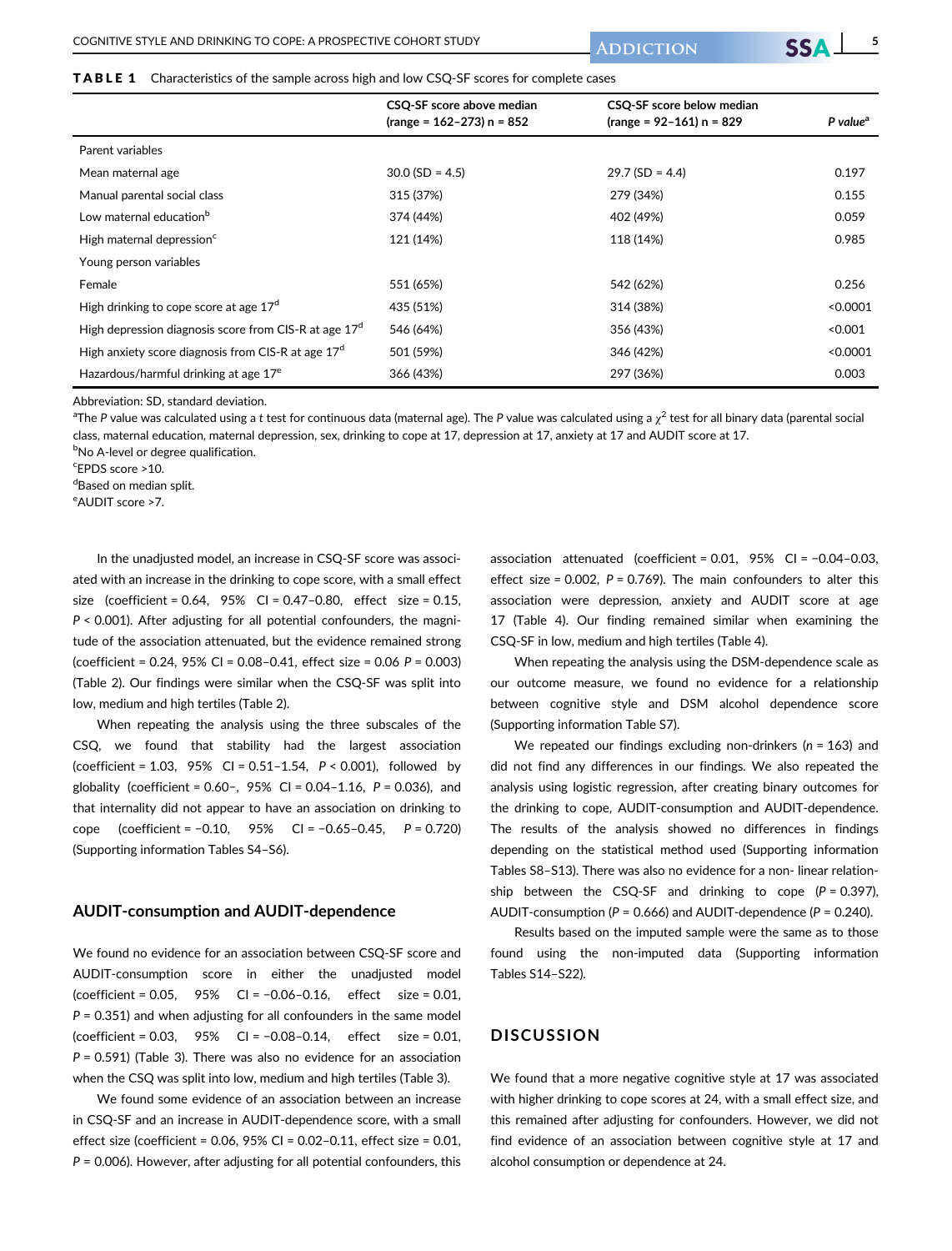**TABLE 1** Characteristics of the sample across high and low CSQ-SF scores for complete cases

| | CSQ-SF score above median (range = 162–273) n = 852 | CSQ-SF score below median (range = 92–161) n = 829 | *P value*[a] |
|---|---|---|---|
| Parent variables | | | |
| Mean maternal age | 30.0 (SD = 4.5) | 29.7 (SD = 4.4) | 0.197 |
| Manual parental social class | 315 (37%) | 279 (34%) | 0.155 |
| Low maternal education[b] | 374 (44%) | 402 (49%) | 0.059 |
| High maternal depression[c] | 121 (14%) | 118 (14%) | 0.985 |
| Young person variables | | | |
| Female | 551 (65%) | 542 (62%) | 0.256 |
| High drinking to cope score at age 17[d] | 435 (51%) | 314 (38%) | <0.0001 |
| High depression diagnosis score from CIS-R at age 17[d] | 546 (64%) | 356 (43%) | <0.001 |
| High anxiety score diagnosis from CIS-R at age 17[d] | 501 (59%) | 346 (42%) | <0.0001 |
| Hazardous/harmful drinking at age 17[e] | 366 (43%) | 297 (36%) | 0.003 |

Abbreviation: SD, standard deviation.

[a]The P value was calculated using a t test for continuous data (maternal age). The P value was calculated using a $\chi^2$ test for all binary data (parental social class, maternal education, maternal depression, sex, drinking to cope at 17, depression at 17, anxiety at 17 and AUDIT score at 17.

[b]No A-level or degree qualification.

[c]EPDS score >10.

[d]Based on median split.

[e]AUDIT score >7.

In the unadjusted model, an increase in CSQ-SF score was associated with an increase in the drinking to cope score, with a small effect size (coefficient = 0.64, 95% CI = 0.47–0.80, effect size = 0.15, $P < 0.001$). After adjusting for all potential confounders, the magnitude of the association attenuated, but the evidence remained strong (coefficient = 0.24, 95% CI = 0.08–0.41, effect size = 0.06 $P = 0.003$) (Table 2). Our findings were similar when the CSQ-SF was split into low, medium and high tertiles (Table 2).

When repeating the analysis using the three subscales of the CSQ, we found that stability had the largest association (coefficient = 1.03, 95% CI = 0.51–1.54, $P < 0.001$), followed by globality (coefficient = 0.60–, 95% CI = 0.04–1.16, $P = 0.036$), and that internality did not appear to have an association on drinking to cope (coefficient = −0.10, 95% CI = −0.65–0.45, $P = 0.720$) (Supporting information Tables S4–S6).

## AUDIT-consumption and AUDIT-dependence

We found no evidence for an association between CSQ-SF score and AUDIT-consumption score in either the unadjusted model (coefficient = 0.05, 95% CI = −0.06–0.16, effect size = 0.01, $P = 0.351$) and when adjusting for all confounders in the same model (coefficient = 0.03, 95% CI = −0.08–0.14, effect size = 0.01, $P = 0.591$) (Table 3). There was also no evidence for an association when the CSQ was split into low, medium and high tertiles (Table 3).

We found some evidence of an association between an increase in CSQ-SF and an increase in AUDIT-dependence score, with a small effect size (coefficient = 0.06, 95% CI = 0.02–0.11, effect size = 0.01, $P = 0.006$). However, after adjusting for all potential confounders, this association attenuated (coefficient = 0.01, 95% CI = −0.04–0.03, effect size = 0.002, $P = 0.769$). The main confounders to alter this association were depression, anxiety and AUDIT score at age 17 (Table 4). Our finding remained similar when examining the CSQ-SF in low, medium and high tertiles (Table 4).

When repeating the analysis using the DSM-dependence scale as our outcome measure, we found no evidence for a relationship between cognitive style and DSM alcohol dependence score (Supporting information Table S7).

We repeated our findings excluding non-drinkers ($n = 163$) and did not find any differences in our findings. We also repeated the analysis using logistic regression, after creating binary outcomes for the drinking to cope, AUDIT-consumption and AUDIT-dependence. The results of the analysis showed no differences in findings depending on the statistical method used (Supporting information Tables S8–S13). There was also no evidence for a non- linear relationship between the CSQ-SF and drinking to cope ($P = 0.397$), AUDIT-consumption ($P = 0.666$) and AUDIT-dependence ($P = 0.240$).

Results based on the imputed sample were the same as to those found using the non-imputed data (Supporting information Tables S14–S22).

## DISCUSSION

We found that a more negative cognitive style at 17 was associated with higher drinking to cope scores at 24, with a small effect size, and this remained after adjusting for confounders. However, we did not find evidence of an association between cognitive style at 17 and alcohol consumption or dependence at 24.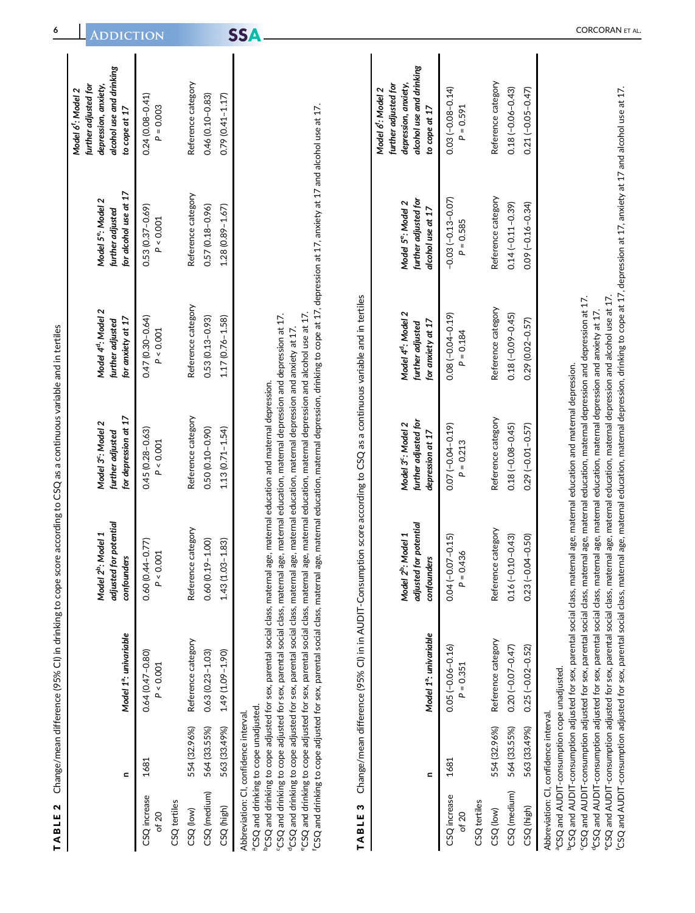**TABLE 2** Change/mean difference (95% CI) in drinking to cope score according to CSQ as a continuous variable and in tertiles

| | n | Model 1[a]: univariable | Model 2[b]: Model 1 adjusted for potential confounders | Model 3[c]: Model 2 further adjusted for depression at 17 | Model 4[d]: Model 2 further adjusted for anxiety at 17 | Model 5[e]: Model 2 further adjusted for alcohol use at 17 | Model 6[f]: Model 2 further adjusted for depression, anxiety, alcohol use and drinking to cope at 17 |
|---|---|---|---|---|---|---|---|
| CSQ increase of 20 | 1681 | 0.64 (0.47–0.80) $P < 0.001$ | 0.60 (0.44–0.77) $P < 0.001$ | 0.45 (0.28–0.63) $P < 0.001$ | 0.47 (0.30–0.64) $P < 0.001$ | 0.53 (0.37–0.69) $P < 0.001$ | 0.24 (0.08–0.41) $P = 0.003$ |
| CSQ tertiles | | | | | | | |
| CSQ (low) | 554 (32.96%) | Reference category | Reference category | Reference category | Reference category | Reference category | Reference category |
| CSQ (medium) | 564 (33.55%) | 0.63 (0.23–1.03) | 0.60 (0.19–1.00) | 0.50 (0.10–0.90) | 0.53 (0.13–0.93) | 0.57 (0.18–0.96) | 0.46 (0.10–0.83) |
| CSQ (high) | 563 (33.49%) | 1.49 (1.09–1.90) | 1.43 (1.03–1.83) | 1.13 (0.71–1.54) | 1.17 (0.76–1.58) | 1.28 (0.89–1.67) | 0.79 (0.41–1.17) |

Abbreviation: CI, confidence interval.
[a]CSQ and drinking to cope unadjusted.
[b]CSQ and drinking to cope adjusted for sex, parental social class, maternal age, maternal education and maternal depression.
[c]CSQ and drinking to cope adjusted for sex, parental social class, maternal age, maternal education, maternal depression and depression at 17.
[d]CSQ and drinking to cope adjusted for sex, parental social class, maternal age, maternal education, maternal depression and anxiety at 17.
[e]CSQ and drinking to cope adjusted for sex, parental social class, maternal age, maternal education, maternal depression and alcohol use at 17.
[f]CSQ and drinking to cope adjusted for sex, parental social class, maternal age, maternal education, maternal depression, drinking to cope at 17, depression at 17, anxiety at 17 and alcohol use at 17.

**TABLE 3** Change/mean difference (95% CI) in in AUDIT-Consumption score according to CSQ as a continuous variable and in tertiles

| | n | Model 1[a]: univariable | Model 2[b]: Model 1 adjusted for potential confounders | Model 3[c]: Model 2 further adjusted for depression at 17 | Model 4[d]: Model 2 further adjusted for anxiety at 17 | Model 5[e]: Model 2 further adjusted for alcohol use at 17 | Model 6[f]: Model 2 further adjusted for depression, anxiety, alcohol use and drinking to cope at 17 |
|---|---|---|---|---|---|---|---|
| CSQ increase of 20 | 1681 | 0.05 (−0.06–0.16) $P = 0.351$ | 0.04 (−0.07–0.15) $P = 0.436$ | 0.07 (−0.04–0.19) $P = 0.213$ | 0.08 (−0.04–0.19) $P = 0.184$ | −0.03 (−0.13–0.07) $P = 0.585$ | 0.03 (−0.08–0.14) $P = 0.591$ |
| CSQ tertiles | | | | | | | |
| CSQ (low) | 554 (32.96%) | Reference category | Reference category | Reference category | Reference category | Reference category | Reference category |
| CSQ (medium) | 564 (33.55%) | 0.20 (−0.07–0.47) | 0.16 (−0.10–0.43) | 0.18 (−0.08–0.45) | 0.18 (−0.09–0.45) | 0.14 (−0.11–0.39) | 0.18 (−0.06–0.43) |
| CSQ (high) | 563 (33.49%) | 0.25 (−0.02–0.52) | 0.23 (−0.04–0.50) | 0.29 (−0.01–0.57) | 0.29 (0.02–0.57) | 0.09 (−0.16–0.34) | 0.21 (−0.05–0.47) |

Abbreviation: CI, confidence interval.
[a]CSQ and AUDIT-consumption cope unadjusted.
[b]CSQ and AUDIT-consumption adjusted for sex, parental social class, maternal age, maternal education and maternal depression.
[c]CSQ and AUDIT-consumption adjusted for sex, parental social class, maternal age, maternal education, maternal depression and depression at 17.
[d]CSQ and AUDIT-consumption adjusted for sex, parental social class, maternal age, maternal education, maternal depression and anxiety at 17.
[e]CSQ and AUDIT-consumption adjusted for sex, parental social class, maternal age, maternal education, maternal depression and alcohol use at 17.
[f]CSQ and AUDIT-consumption adjusted for sex, parental social class, maternal age, maternal education, maternal depression, drinking to cope at 17, depression at 17, anxiety at 17 and alcohol use at 17.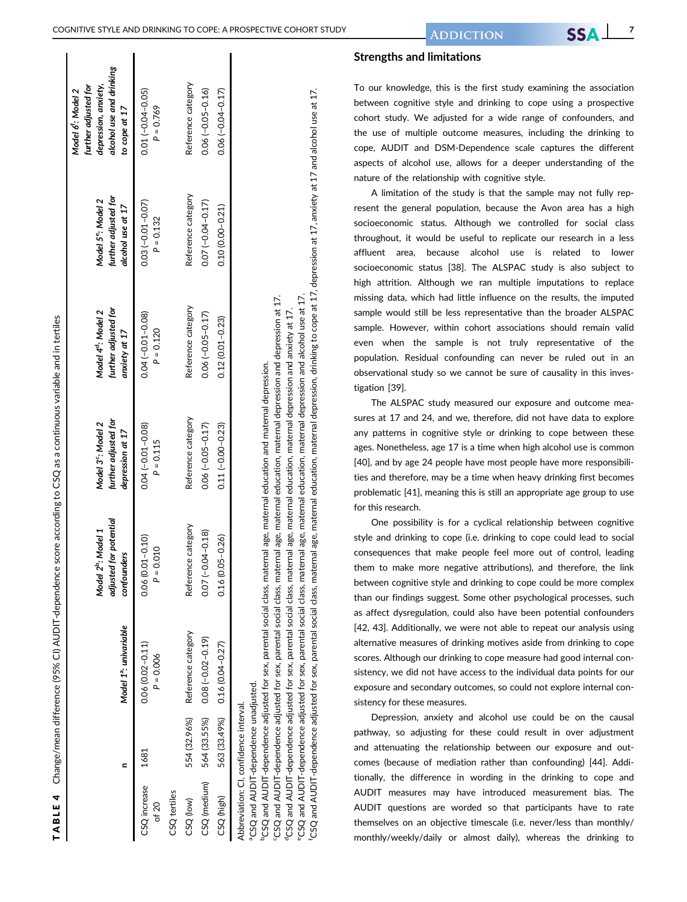**TABLE 4** Change/mean difference (95% CI) AUDIT-dependence score according to CSQ as a continuous variable and in tertiles

| | n | Model 1[a]: univariable | Model 2[b]: Model 1 adjusted for potential confounders | Model 3[c]: Model 2 further adjusted for depression at 17 | Model 4[d]: Model 2 further adjusted for anxiety at 17 | Model 5[e]: Model 2 further adjusted for alcohol use at 17 | Model 6[f]: Model 2 further adjusted for depression, anxiety, alcohol use and drinking to cope at 17 |
|---|---|---|---|---|---|---|---|
| CSQ increase of 20 | 1681 | 0.06 (0.02–0.11) $P = 0.006$ | 0.06 (0.01–0.10) $P = 0.010$ | 0.04 (−0.01–0.08) $P = 0.115$ | 0.04 (−0.01–0.08) $P = 0.120$ | 0.03 (−0.01–0.07) $P = 0.132$ | 0.01 (−0.04–0.05) $P = 0.769$ |
| CSQ tertiles | | | | | | | |
| CSQ (low) | 554 (32.96%) | Reference category | Reference category | Reference category | Reference category | Reference category | Reference category |
| CSQ (medium) | 564 (33.55%) | 0.08 (−0.02–0.19) | 0.07 (−0.04–0.18) | 0.06 (−0.05–0.17) | 0.06 (−0.05–0.17) | 0.07 (−0.04–0.17) | 0.06 (−0.05–0.16) |
| CSQ (high) | 563 (33.49%) | 0.16 (0.04–0.27) | 0.16 (0.05–0.26) | 0.11 (−0.00–0.23) | 0.12 (0.01–0.23) | 0.10 (0.00–0.21) | 0.06 (−0.04–0.17) |

Abbreviation: CI, confidence interval.
[a]CSQ and AUDIT-dependence unadjusted.
[b]CSQ and AUDIT-dependence adjusted for sex, parental social class, maternal age, maternal education and maternal depression.
[c]CSQ and AUDIT-dependence adjusted for sex, parental social class, maternal age, maternal education, maternal depression and depression at 17.
[d]CSQ and AUDIT-dependence adjusted for sex, parental social class, maternal age, maternal education, maternal depression and anxiety at 17.
[e]CSQ and AUDIT-dependence adjusted for sex, parental social class, maternal age, maternal education, maternal depression and alcohol use at 17.
[f]CSQ and AUDIT-dependence adjusted for sex, parental social class, maternal age, maternal education, maternal depression, drinking to cope at 17, depression at 17, anxiety at 17 and alcohol use at 17.

## Strengths and limitations

To our knowledge, this is the first study examining the association between cognitive style and drinking to cope using a prospective cohort study. We adjusted for a wide range of confounders, and the use of multiple outcome measures, including the drinking to cope, AUDIT and DSM-Dependence scale captures the different aspects of alcohol use, allows for a deeper understanding of the nature of the relationship with cognitive style.

A limitation of the study is that the sample may not fully represent the general population, because the Avon area has a high socioeconomic status. Although we controlled for social class throughout, it would be useful to replicate our research in a less affluent area, because alcohol use is related to lower socioeconomic status [38]. The ALSPAC study is also subject to high attrition. Although we ran multiple imputations to replace missing data, which had little influence on the results, the imputed sample would still be less representative than the broader ALSPAC sample. However, within cohort associations should remain valid even when the sample is not truly representative of the population. Residual confounding can never be ruled out in an observational study so we cannot be sure of causality in this investigation [39].

The ALSPAC study measured our exposure and outcome measures at 17 and 24, and we, therefore, did not have data to explore any patterns in cognitive style or drinking to cope between these ages. Nonetheless, age 17 is a time when high alcohol use is common [40], and by age 24 people have most people have more responsibilities and therefore, may be a time when heavy drinking first becomes problematic [41], meaning this is still an appropriate age group to use for this research.

One possibility is for a cyclical relationship between cognitive style and drinking to cope (i.e. drinking to cope could lead to social consequences that make people feel more out of control, leading them to make more negative attributions), and therefore, the link between cognitive style and drinking to cope could be more complex than our findings suggest. Some other psychological processes, such as affect dysregulation, could also have been potential confounders [42, 43]. Additionally, we were not able to repeat our analysis using alternative measures of drinking motives aside from drinking to cope scores. Although our drinking to cope measure had good internal consistency, we did not have access to the individual data points for our exposure and secondary outcomes, so could not explore internal consistency for these measures.

Depression, anxiety and alcohol use could be on the causal pathway, so adjusting for these could result in over adjustment and attenuating the relationship between our exposure and outcomes (because of mediation rather than confounding) [44]. Additionally, the difference in wording in the drinking to cope and AUDIT measures may have introduced measurement bias. The AUDIT questions are worded so that participants have to rate themselves on an objective timescale (i.e. never/less than monthly/monthly/weekly/daily or almost daily), whereas the drinking to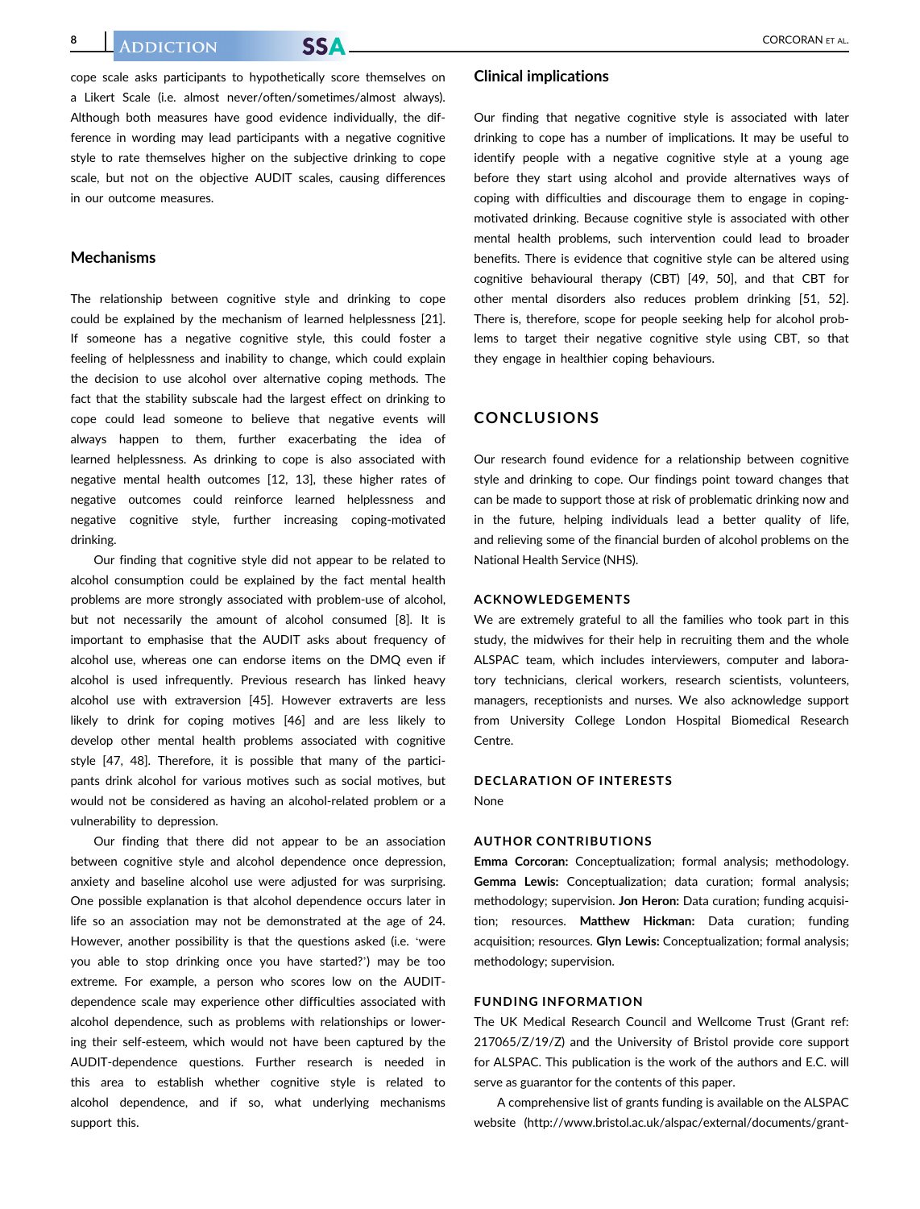cope scale asks participants to hypothetically score themselves on a Likert Scale (i.e. almost never/often/sometimes/almost always). Although both measures have good evidence individually, the difference in wording may lead participants with a negative cognitive style to rate themselves higher on the subjective drinking to cope scale, but not on the objective AUDIT scales, causing differences in our outcome measures.

### Mechanisms

The relationship between cognitive style and drinking to cope could be explained by the mechanism of learned helplessness [21]. If someone has a negative cognitive style, this could foster a feeling of helplessness and inability to change, which could explain the decision to use alcohol over alternative coping methods. The fact that the stability subscale had the largest effect on drinking to cope could lead someone to believe that negative events will always happen to them, further exacerbating the idea of learned helplessness. As drinking to cope is also associated with negative mental health outcomes [12, 13], these higher rates of negative outcomes could reinforce learned helplessness and negative cognitive style, further increasing coping-motivated drinking.

Our finding that cognitive style did not appear to be related to alcohol consumption could be explained by the fact mental health problems are more strongly associated with problem-use of alcohol, but not necessarily the amount of alcohol consumed [8]. It is important to emphasise that the AUDIT asks about frequency of alcohol use, whereas one can endorse items on the DMQ even if alcohol is used infrequently. Previous research has linked heavy alcohol use with extraversion [45]. However extraverts are less likely to drink for coping motives [46] and are less likely to develop other mental health problems associated with cognitive style [47, 48]. Therefore, it is possible that many of the participants drink alcohol for various motives such as social motives, but would not be considered as having an alcohol-related problem or a vulnerability to depression.

Our finding that there did not appear to be an association between cognitive style and alcohol dependence once depression, anxiety and baseline alcohol use were adjusted for was surprising. One possible explanation is that alcohol dependence occurs later in life so an association may not be demonstrated at the age of 24. However, another possibility is that the questions asked (i.e. 'were you able to stop drinking once you have started?') may be too extreme. For example, a person who scores low on the AUDIT-dependence scale may experience other difficulties associated with alcohol dependence, such as problems with relationships or lowering their self-esteem, which would not have been captured by the AUDIT-dependence questions. Further research is needed in this area to establish whether cognitive style is related to alcohol dependence, and if so, what underlying mechanisms support this.

### Clinical implications

Our finding that negative cognitive style is associated with later drinking to cope has a number of implications. It may be useful to identify people with a negative cognitive style at a young age before they start using alcohol and provide alternatives ways of coping with difficulties and discourage them to engage in coping-motivated drinking. Because cognitive style is associated with other mental health problems, such intervention could lead to broader benefits. There is evidence that cognitive style can be altered using cognitive behavioural therapy (CBT) [49, 50], and that CBT for other mental disorders also reduces problem drinking [51, 52]. There is, therefore, scope for people seeking help for alcohol problems to target their negative cognitive style using CBT, so that they engage in healthier coping behaviours.

## CONCLUSIONS

Our research found evidence for a relationship between cognitive style and drinking to cope. Our findings point toward changes that can be made to support those at risk of problematic drinking now and in the future, helping individuals lead a better quality of life, and relieving some of the financial burden of alcohol problems on the National Health Service (NHS).

### ACKNOWLEDGEMENTS

We are extremely grateful to all the families who took part in this study, the midwives for their help in recruiting them and the whole ALSPAC team, which includes interviewers, computer and laboratory technicians, clerical workers, research scientists, volunteers, managers, receptionists and nurses. We also acknowledge support from University College London Hospital Biomedical Research Centre.

### DECLARATION OF INTERESTS

None

### AUTHOR CONTRIBUTIONS

**Emma Corcoran:** Conceptualization; formal analysis; methodology. **Gemma Lewis:** Conceptualization; data curation; formal analysis; methodology; supervision. **Jon Heron:** Data curation; funding acquisition; resources. **Matthew Hickman:** Data curation; funding acquisition; resources. **Glyn Lewis:** Conceptualization; formal analysis; methodology; supervision.

### FUNDING INFORMATION

The UK Medical Research Council and Wellcome Trust (Grant ref: 217065/Z/19/Z) and the University of Bristol provide core support for ALSPAC. This publication is the work of the authors and E.C. will serve as guarantor for the contents of this paper.

A comprehensive list of grants funding is available on the ALSPAC website (http://www.bristol.ac.uk/alspac/external/documents/grant-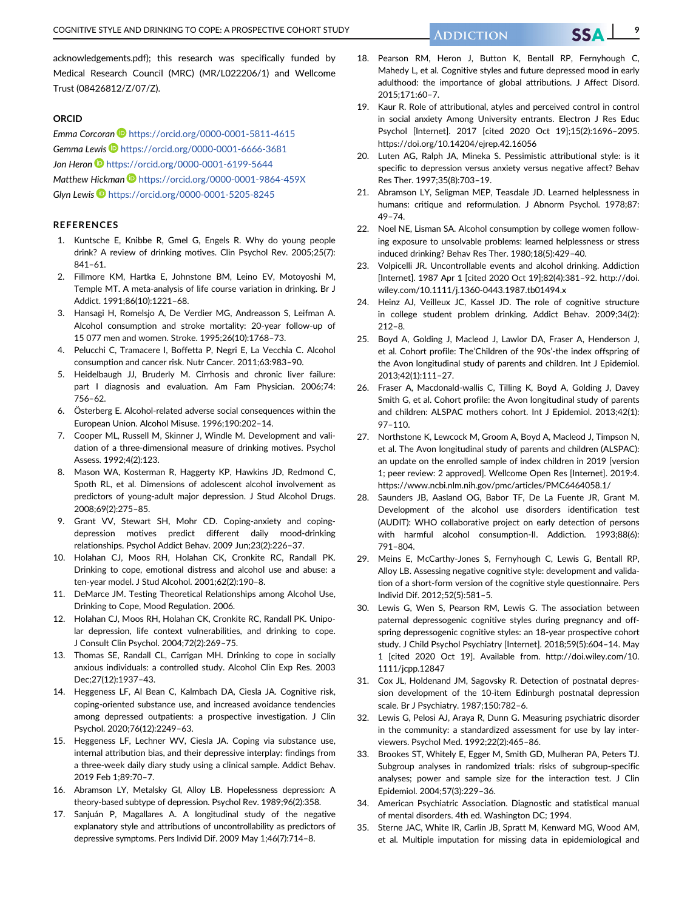acknowledgements.pdf); this research was specifically funded by Medical Research Council (MRC) (MR/L022206/1) and Wellcome Trust (08426812/Z/07/Z).

### ORCID

*Emma Corcoran* https://orcid.org/0000-0001-5811-4615
*Gemma Lewis* https://orcid.org/0000-0001-6666-3681
*Jon Heron* https://orcid.org/0000-0001-6199-5644
*Matthew Hickman* https://orcid.org/0000-0001-9864-459X
*Glyn Lewis* https://orcid.org/0000-0001-5205-8245

### REFERENCES

1. Kuntsche E, Knibbe R, Gmel G, Engels R. Why do young people drink? A review of drinking motives. Clin Psychol Rev. 2005;25(7): 841–61.
2. Fillmore KM, Hartka E, Johnstone BM, Leino EV, Motoyoshi M, Temple MT. A meta-analysis of life course variation in drinking. Br J Addict. 1991;86(10):1221–68.
3. Hansagi H, Romelsjo A, De Verdier MG, Andreasson S, Leifman A. Alcohol consumption and stroke mortality: 20-year follow-up of 15 077 men and women. Stroke. 1995;26(10):1768–73.
4. Pelucchi C, Tramacere I, Boffetta P, Negri E, La Vecchia C. Alcohol consumption and cancer risk. Nutr Cancer. 2011;63:983–90.
5. Heidelbaugh JJ, Bruderly M. Cirrhosis and chronic liver failure: part I diagnosis and evaluation. Am Fam Physician. 2006;74: 756–62.
6. Österberg E. Alcohol-related adverse social consequences within the European Union. Alcohol Misuse. 1996;190:202–14.
7. Cooper ML, Russell M, Skinner J, Windle M. Development and validation of a three-dimensional measure of drinking motives. Psychol Assess. 1992;4(2):123.
8. Mason WA, Kosterman R, Haggerty KP, Hawkins JD, Redmond C, Spoth RL, et al. Dimensions of adolescent alcohol involvement as predictors of young-adult major depression. J Stud Alcohol Drugs. 2008;69(2):275–85.
9. Grant VV, Stewart SH, Mohr CD. Coping-anxiety and coping-depression motives predict different daily mood-drinking relationships. Psychol Addict Behav. 2009 Jun;23(2):226–37.
10. Holahan CJ, Moos RH, Holahan CK, Cronkite RC, Randall PK. Drinking to cope, emotional distress and alcohol use and abuse: a ten-year model. J Stud Alcohol. 2001;62(2):190–8.
11. DeMarce JM. Testing Theoretical Relationships among Alcohol Use, Drinking to Cope, Mood Regulation. 2006.
12. Holahan CJ, Moos RH, Holahan CK, Cronkite RC, Randall PK. Unipolar depression, life context vulnerabilities, and drinking to cope. J Consult Clin Psychol. 2004;72(2):269–75.
13. Thomas SE, Randall CL, Carrigan MH. Drinking to cope in socially anxious individuals: a controlled study. Alcohol Clin Exp Res. 2003 Dec;27(12):1937–43.
14. Heggeness LF, Al Bean C, Kalmbach DA, Ciesla JA. Cognitive risk, coping-oriented substance use, and increased avoidance tendencies among depressed outpatients: a prospective investigation. J Clin Psychol. 2020;76(12):2249–63.
15. Heggeness LF, Lechner WV, Ciesla JA. Coping via substance use, internal attribution bias, and their depressive interplay: findings from a three-week daily diary study using a clinical sample. Addict Behav. 2019 Feb 1;89:70–7.
16. Abramson LY, Metalsky GI, Alloy LB. Hopelessness depression: A theory-based subtype of depression. Psychol Rev. 1989;96(2):358.
17. Sanjuán P, Magallares A. A longitudinal study of the negative explanatory style and attributions of uncontrollability as predictors of depressive symptoms. Pers Individ Dif. 2009 May 1;46(7):714–8.
18. Pearson RM, Heron J, Button K, Bentall RP, Fernyhough C, Mahedy L, et al. Cognitive styles and future depressed mood in early adulthood: the importance of global attributions. J Affect Disord. 2015;171:60–7.
19. Kaur R. Role of attributional, atyles and perceived control in control in social anxiety Among University entrants. Electron J Res Educ Psychol [Internet]. 2017 [cited 2020 Oct 19];15(2):1696–2095. https://doi.org/10.14204/ejrep.42.16056
20. Luten AG, Ralph JA, Mineka S. Pessimistic attributional style: is it specific to depression versus anxiety versus negative affect? Behav Res Ther. 1997;35(8):703–19.
21. Abramson LY, Seligman MEP, Teasdale JD. Learned helplessness in humans: critique and reformulation. J Abnorm Psychol. 1978;87: 49–74.
22. Noel NE, Lisman SA. Alcohol consumption by college women following exposure to unsolvable problems: learned helplessness or stress induced drinking? Behav Res Ther. 1980;18(5):429–40.
23. Volpicelli JR. Uncontrollable events and alcohol drinking. Addiction [Internet]. 1987 Apr 1 [cited 2020 Oct 19];82(4):381–92. http://doi.wiley.com/10.1111/j.1360-0443.1987.tb01494.x
24. Heinz AJ, Veilleux JC, Kassel JD. The role of cognitive structure in college student problem drinking. Addict Behav. 2009;34(2): 212–8.
25. Boyd A, Golding J, Macleod J, Lawlor DA, Fraser A, Henderson J, et al. Cohort profile: The'Children of the 90s'-the index offspring of the Avon longitudinal study of parents and children. Int J Epidemiol. 2013;42(1):111–27.
26. Fraser A, Macdonald-wallis C, Tilling K, Boyd A, Golding J, Davey Smith G, et al. Cohort profile: the Avon longitudinal study of parents and children: ALSPAC mothers cohort. Int J Epidemiol. 2013;42(1): 97–110.
27. Northstone K, Lewcock M, Groom A, Boyd A, Macleod J, Timpson N, et al. The Avon longitudinal study of parents and children (ALSPAC): an update on the enrolled sample of index children in 2019 [version 1; peer review: 2 approved]. Wellcome Open Res [Internet]. 2019:4. https://www.ncbi.nlm.nih.gov/pmc/articles/PMC6464058.1/
28. Saunders JB, Aasland OG, Babor TF, De La Fuente JR, Grant M. Development of the alcohol use disorders identification test (AUDIT): WHO collaborative project on early detection of persons with harmful alcohol consumption-II. Addiction. 1993;88(6): 791–804.
29. Meins E, McCarthy-Jones S, Fernyhough C, Lewis G, Bentall RP, Alloy LB. Assessing negative cognitive style: development and validation of a short-form version of the cognitive style questionnaire. Pers Individ Dif. 2012;52(5):581–5.
30. Lewis G, Wen S, Pearson RM, Lewis G. The association between paternal depressogenic cognitive styles during pregnancy and offspring depressogenic cognitive styles: an 18-year prospective cohort study. J Child Psychol Psychiatry [Internet]. 2018;59(5):604–14. May 1 [cited 2020 Oct 19]. Available from. http://doi.wiley.com/10.1111/jcpp.12847
31. Cox JL, Holdenand JM, Sagovsky R. Detection of postnatal depression development of the 10-item Edinburgh postnatal depression scale. Br J Psychiatry. 1987;150:782–6.
32. Lewis G, Pelosi AJ, Araya R, Dunn G. Measuring psychiatric disorder in the community: a standardized assessment for use by lay interviewers. Psychol Med. 1992;22(2):465–86.
33. Brookes ST, Whitely E, Egger M, Smith GD, Mulheran PA, Peters TJ. Subgroup analyses in randomized trials: risks of subgroup-specific analyses; power and sample size for the interaction test. J Clin Epidemiol. 2004;57(3):229–36.
34. American Psychiatric Association. Diagnostic and statistical manual of mental disorders. 4th ed. Washington DC; 1994.
35. Sterne JAC, White IR, Carlin JB, Spratt M, Kenward MG, Wood AM, et al. Multiple imputation for missing data in epidemiological and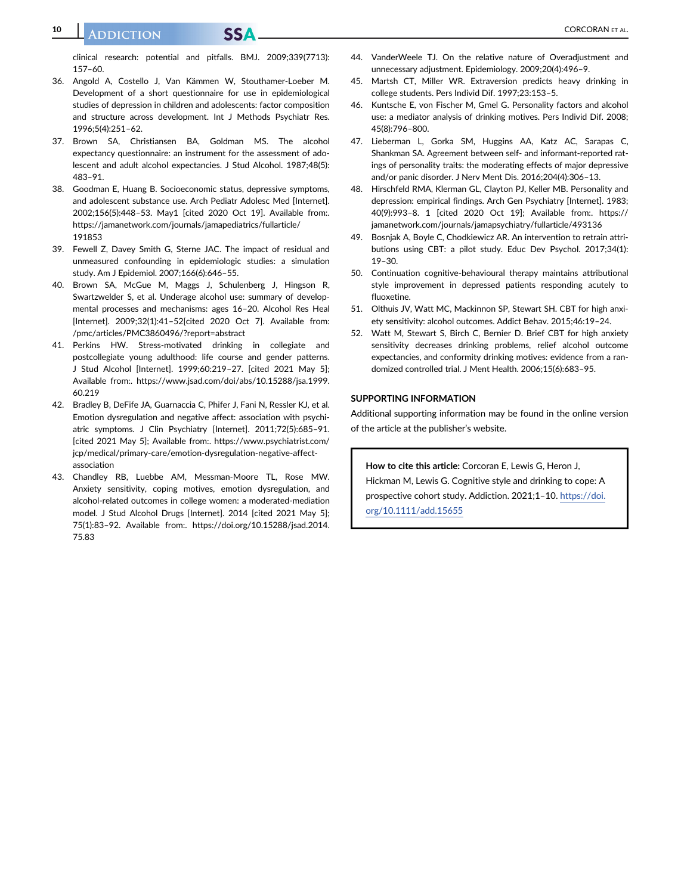clinical research: potential and pitfalls. BMJ. 2009;339(7713): 157–60.

36. Angold A, Costello J, Van Kämmen W, Stouthamer-Loeber M. Development of a short questionnaire for use in epidemiological studies of depression in children and adolescents: factor composition and structure across development. Int J Methods Psychiatr Res. 1996;5(4):251–62.
37. Brown SA, Christiansen BA, Goldman MS. The alcohol expectancy questionnaire: an instrument for the assessment of adolescent and adult alcohol expectancies. J Stud Alcohol. 1987;48(5): 483–91.
38. Goodman E, Huang B. Socioeconomic status, depressive symptoms, and adolescent substance use. Arch Pediatr Adolesc Med [Internet]. 2002;156(5):448–53. May1 [cited 2020 Oct 19]. Available from:. https://jamanetwork.com/journals/jamapediatrics/fullarticle/191853
39. Fewell Z, Davey Smith G, Sterne JAC. The impact of residual and unmeasured confounding in epidemiologic studies: a simulation study. Am J Epidemiol. 2007;166(6):646–55.
40. Brown SA, McGue M, Maggs J, Schulenberg J, Hingson R, Swartzwelder S, et al. Underage alcohol use: summary of developmental processes and mechanisms: ages 16–20. Alcohol Res Heal [Internet]. 2009;32(1):41–52[cited 2020 Oct 7]. Available from: /pmc/articles/PMC3860496/?report=abstract
41. Perkins HW. Stress-motivated drinking in collegiate and postcollegiate young adulthood: life course and gender patterns. J Stud Alcohol [Internet]. 1999;60:219–27. [cited 2021 May 5]; Available from:. https://www.jsad.com/doi/abs/10.15288/jsa.1999.60.219
42. Bradley B, DeFife JA, Guarnaccia C, Phifer J, Fani N, Ressler KJ, et al. Emotion dysregulation and negative affect: association with psychiatric symptoms. J Clin Psychiatry [Internet]. 2011;72(5):685–91. [cited 2021 May 5]; Available from:. https://www.psychiatrist.com/jcp/medical/primary-care/emotion-dysregulation-negative-affect-association
43. Chandley RB, Luebbe AM, Messman-Moore TL, Rose MW. Anxiety sensitivity, coping motives, emotion dysregulation, and alcohol-related outcomes in college women: a moderated-mediation model. J Stud Alcohol Drugs [Internet]. 2014 [cited 2021 May 5]; 75(1):83–92. Available from:. https://doi.org/10.15288/jsad.2014.75.83
44. VanderWeele TJ. On the relative nature of Overadjustment and unnecessary adjustment. Epidemiology. 2009;20(4):496–9.
45. Martsh CT, Miller WR. Extraversion predicts heavy drinking in college students. Pers Individ Dif. 1997;23:153–5.
46. Kuntsche E, von Fischer M, Gmel G. Personality factors and alcohol use: a mediator analysis of drinking motives. Pers Individ Dif. 2008; 45(8):796–800.
47. Lieberman L, Gorka SM, Huggins AA, Katz AC, Sarapas C, Shankman SA. Agreement between self- and informant-reported ratings of personality traits: the moderating effects of major depressive and/or panic disorder. J Nerv Ment Dis. 2016;204(4):306–13.
48. Hirschfeld RMA, Klerman GL, Clayton PJ, Keller MB. Personality and depression: empirical findings. Arch Gen Psychiatry [Internet]. 1983; 40(9):993–8. 1 [cited 2020 Oct 19]; Available from:. https://jamanetwork.com/journals/jamapsychiatry/fullarticle/493136
49. Bosnjak A, Boyle C, Chodkiewicz AR. An intervention to retrain attributions using CBT: a pilot study. Educ Dev Psychol. 2017;34(1): 19–30.
50. Continuation cognitive-behavioural therapy maintains attributional style improvement in depressed patients responding acutely to fluoxetine.
51. Olthuis JV, Watt MC, Mackinnon SP, Stewart SH. CBT for high anxiety sensitivity: alcohol outcomes. Addict Behav. 2015;46:19–24.
52. Watt M, Stewart S, Birch C, Bernier D. Brief CBT for high anxiety sensitivity decreases drinking problems, relief alcohol outcome expectancies, and conformity drinking motives: evidence from a randomized controlled trial. J Ment Health. 2006;15(6):683–95.

## SUPPORTING INFORMATION

Additional supporting information may be found in the online version of the article at the publisher's website.

**How to cite this article:** Corcoran E, Lewis G, Heron J, Hickman M, Lewis G. Cognitive style and drinking to cope: A prospective cohort study. Addiction. 2021;1–10. https://doi.org/10.1111/add.15655